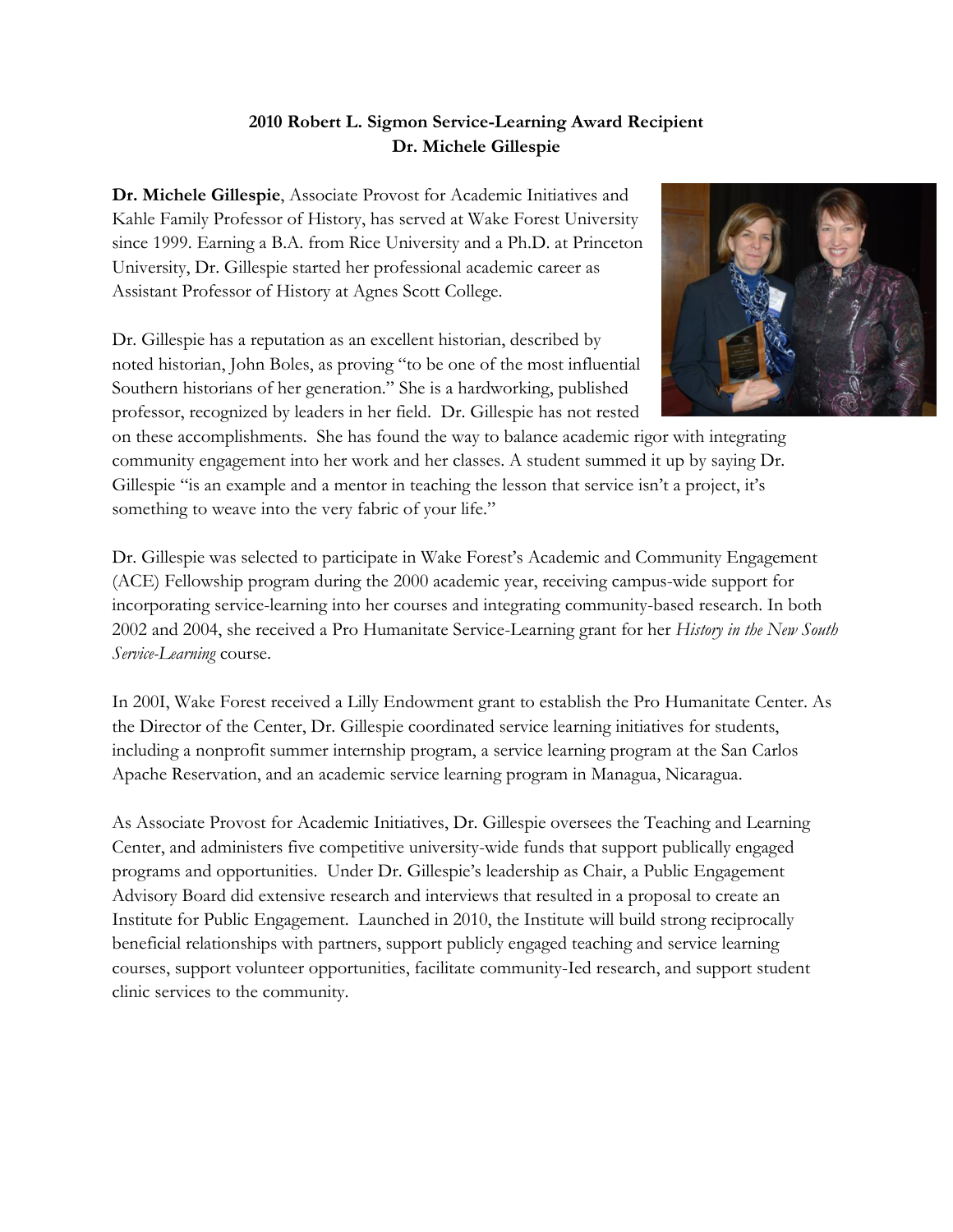**2010 Robert L. Sigmon Service-Learning Award Recipient**
**Dr. Michele Gillespie**

**Dr. Michele Gillespie**, Associate Provost for Academic Initiatives and Kahle Family Professor of History, has served at Wake Forest University since 1999. Earning a B.A. from Rice University and a Ph.D. at Princeton University, Dr. Gillespie started her professional academic career as Assistant Professor of History at Agnes Scott College.

Dr. Gillespie has a reputation as an excellent historian, described by noted historian, John Boles, as proving "to be one of the most influential Southern historians of her generation." She is a hardworking, published professor, recognized by leaders in her field. Dr. Gillespie has not rested on these accomplishments. She has found the way to balance academic rigor with integrating community engagement into her work and her classes. A student summed it up by saying Dr. Gillespie "is an example and a mentor in teaching the lesson that service isn't a project, it's something to weave into the very fabric of your life."

Dr. Gillespie was selected to participate in Wake Forest's Academic and Community Engagement (ACE) Fellowship program during the 2000 academic year, receiving campus-wide support for incorporating service-learning into her courses and integrating community-based research. In both 2002 and 2004, she received a Pro Humanitate Service-Learning grant for her *History in the New South Service-Learning* course.

In 200I, Wake Forest received a Lilly Endowment grant to establish the Pro Humanitate Center. As the Director of the Center, Dr. Gillespie coordinated service learning initiatives for students, including a nonprofit summer internship program, a service learning program at the San Carlos Apache Reservation, and an academic service learning program in Managua, Nicaragua.

As Associate Provost for Academic Initiatives, Dr. Gillespie oversees the Teaching and Learning Center, and administers five competitive university-wide funds that support publically engaged programs and opportunities. Under Dr. Gillespie's leadership as Chair, a Public Engagement Advisory Board did extensive research and interviews that resulted in a proposal to create an Institute for Public Engagement. Launched in 2010, the Institute will build strong reciprocally beneficial relationships with partners, support publicly engaged teaching and service learning courses, support volunteer opportunities, facilitate community-Ied research, and support student clinic services to the community.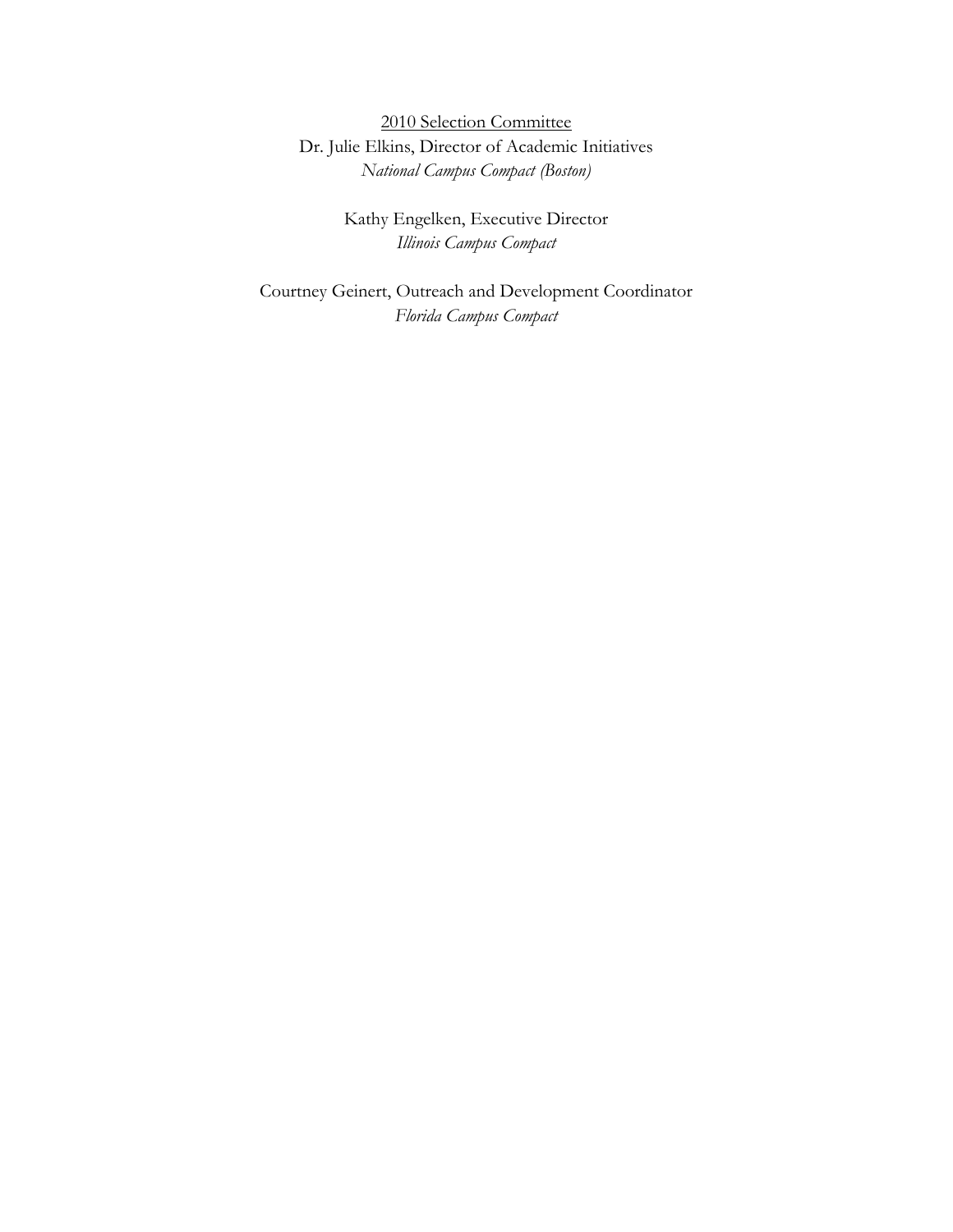2010 Selection Committee

Dr. Julie Elkins, Director of Academic Initiatives
*National Campus Compact (Boston)*

Kathy Engelken, Executive Director
*Illinois Campus Compact*

Courtney Geinert, Outreach and Development Coordinator
*Florida Campus Compact*